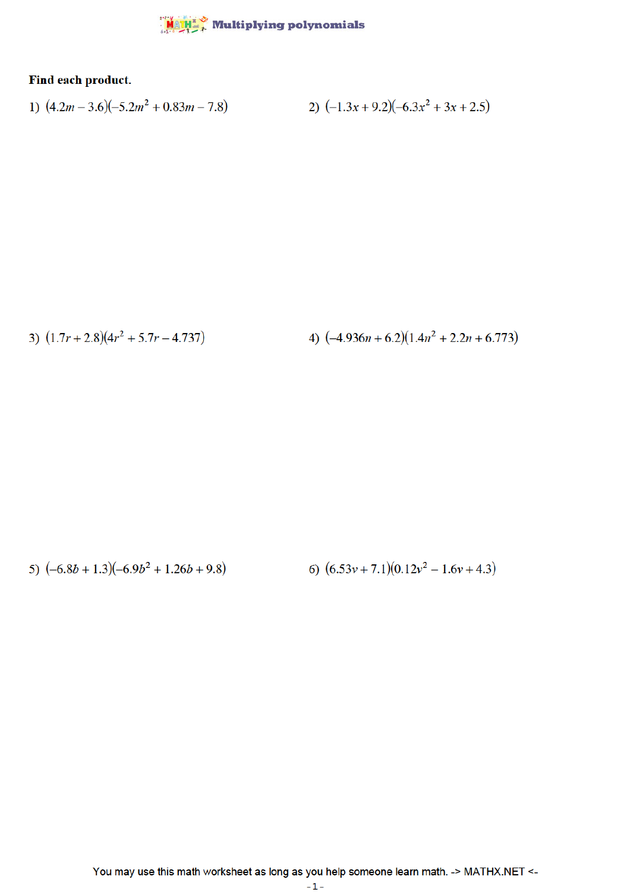# Multiplying polynomials

**Find each product.**

1) $(4.2m - 3.6)(-5.2m^2 + 0.83m - 7.8)$

2) $(-1.3x + 9.2)(-6.3x^2 + 3x + 2.5)$

3) $(1.7r + 2.8)(4r^2 + 5.7r - 4.737)$

4) $(-4.936n + 6.2)(1.4n^2 + 2.2n + 6.773)$

5) $(-6.8b + 1.3)(-6.9b^2 + 1.26b + 9.8)$

6) $(6.53v + 7.1)(0.12v^2 - 1.6v + 4.3)$

You may use this math worksheet as long as you help someone learn math. -> MATHX.NET <-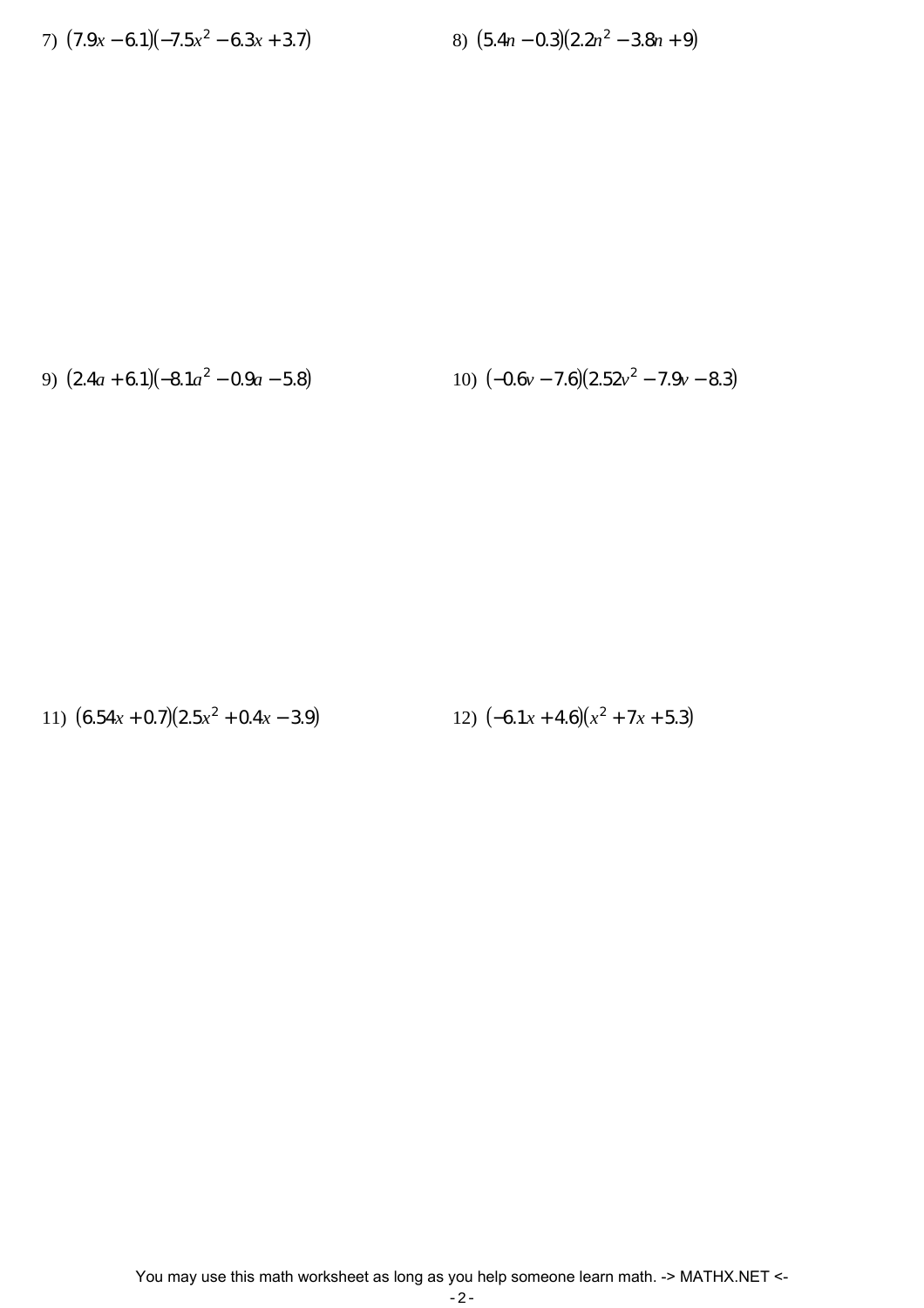7) $(7.9x - 6.1)(-7.5x^2 - 6.3x + 3.7)$

8) $(5.4n - 0.3)(2.2n^2 - 3.8n + 9)$

9) $(2.4a + 6.1)(-8.1a^2 - 0.9a - 5.8)$

10) $(-0.6v - 7.6)(2.52v^2 - 7.9v - 8.3)$

11) $(6.54x + 0.7)(2.5x^2 + 0.4x - 3.9)$

12) $(-6.1x + 4.6)(x^2 + 7x + 5.3)$

You may use this math worksheet as long as you help someone learn math. -> MATHX.NET <-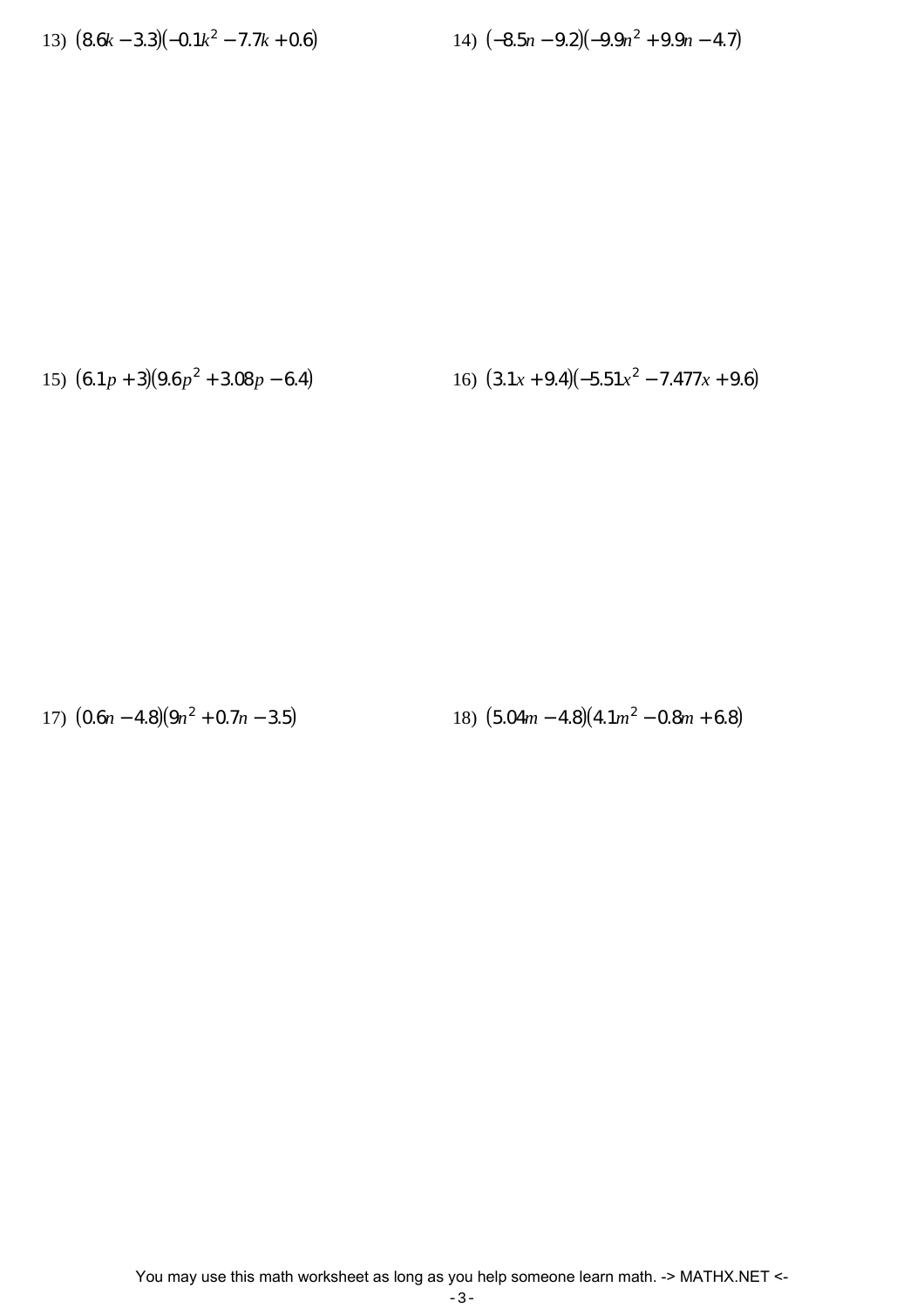13) $(8.6k - 3.3)(-0.1k^2 - 7.7k + 0.6)$

14) $(-8.5n - 9.2)(-9.9n^2 + 9.9n - 4.7)$

15) $(6.1p + 3)(9.6p^2 + 3.08p - 6.4)$

16) $(3.1x + 9.4)(-5.51x^2 - 7.477x + 9.6)$

17) $(0.6n - 4.8)(9n^2 + 0.7n - 3.5)$

18) $(5.04m - 4.8)(4.1m^2 - 0.8m + 6.8)$

You may use this math worksheet as long as you help someone learn math. -> MATHX.NET <-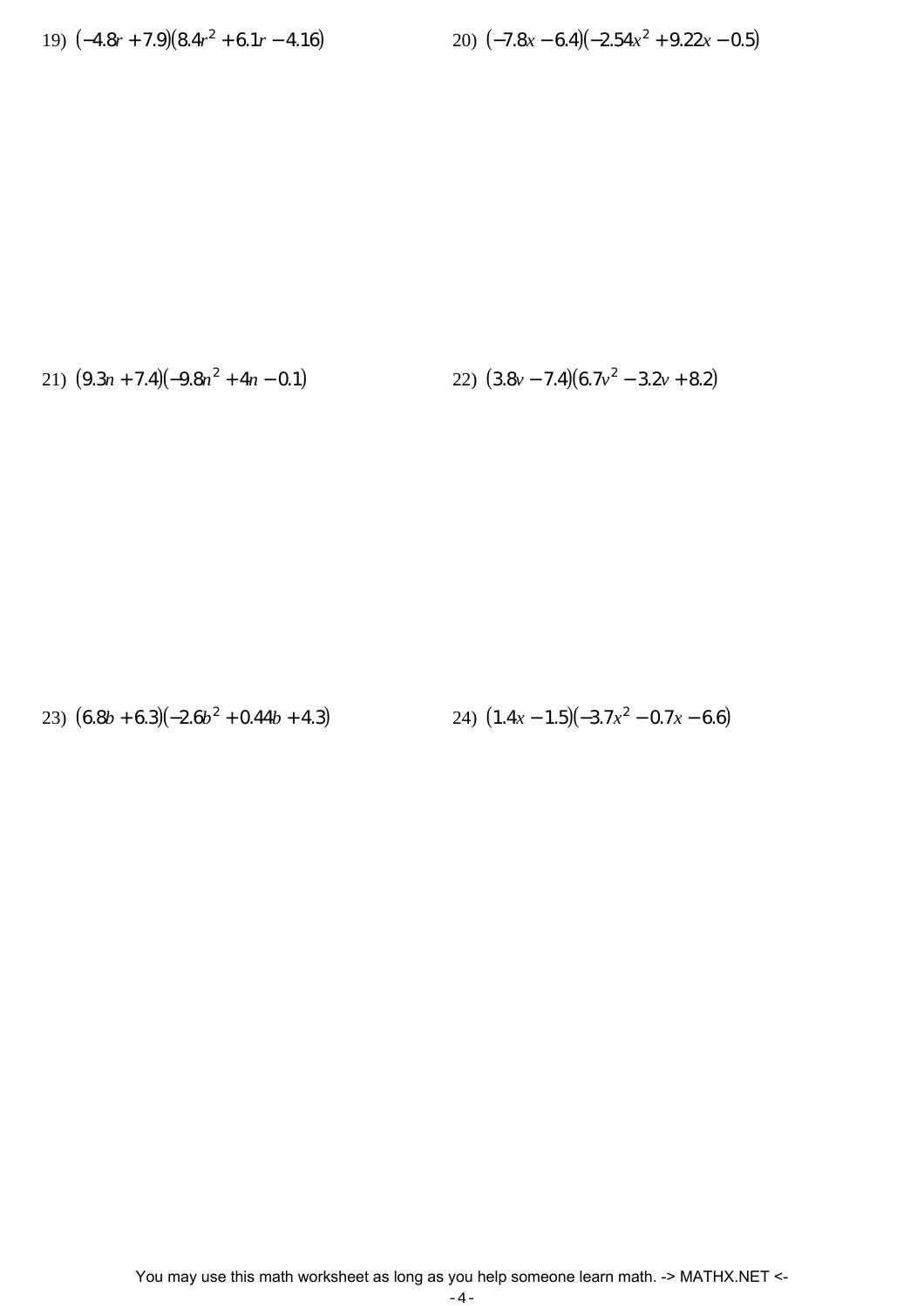19) $(-4.8r + 7.9)(8.4r^2 + 6.1r - 4.16)$

20) $(-7.8x - 6.4)(-2.54x^2 + 9.22x - 0.5)$

21) $(9.3n + 7.4)(-9.8n^2 + 4n - 0.1)$

22) $(3.8v - 7.4)(6.7v^2 - 3.2v + 8.2)$

23) $(6.8b + 6.3)(-2.6b^2 + 0.44b + 4.3)$

24) $(1.4x - 1.5)(-3.7x^2 - 0.7x - 6.6)$

You may use this math worksheet as long as you help someone learn math. -> MATHX.NET <-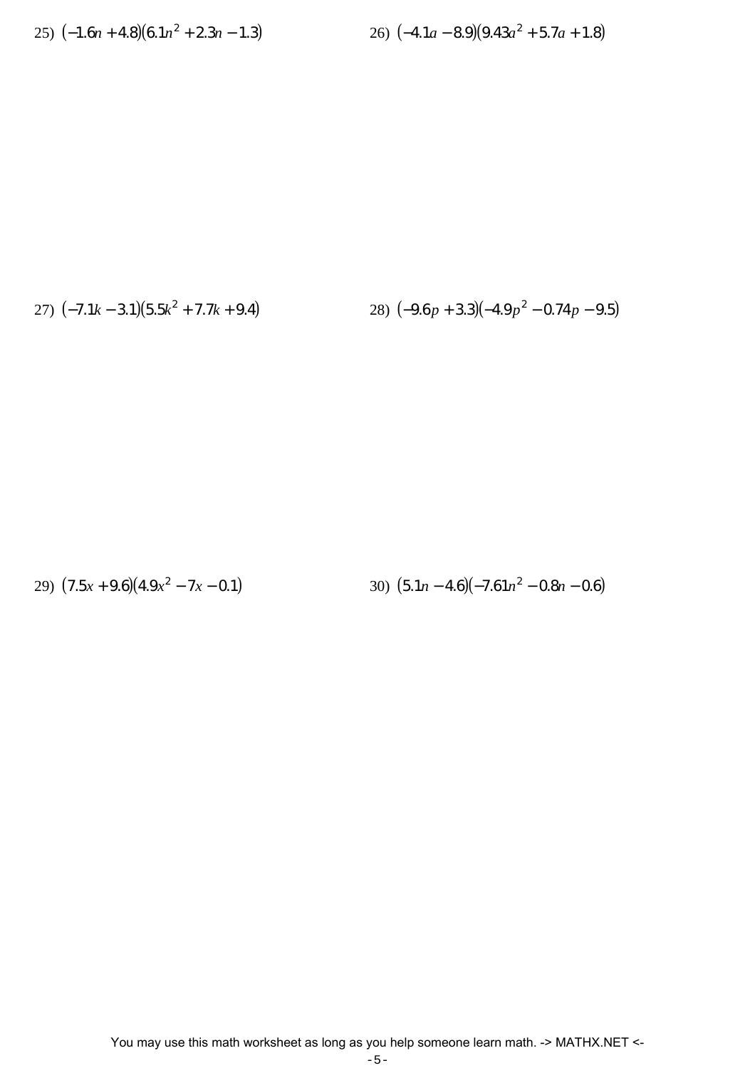25) $(-1.6n+4.8)(6.1n^2+2.3n-1.3)$

26) $(-4.1a-8.9)(9.43a^2+5.7a+1.8)$

27) $(-7.1k-3.1)(5.5k^2+7.7k+9.4)$

28) $(-9.6p+3.3)(-4.9p^2-0.74p-9.5)$

29) $(7.5x+9.6)(4.9x^2-7x-0.1)$

30) $(5.1n-4.6)(-7.61n^2-0.8n-0.6)$

You may use this math worksheet as long as you help someone learn math. -> MATHX.NET <-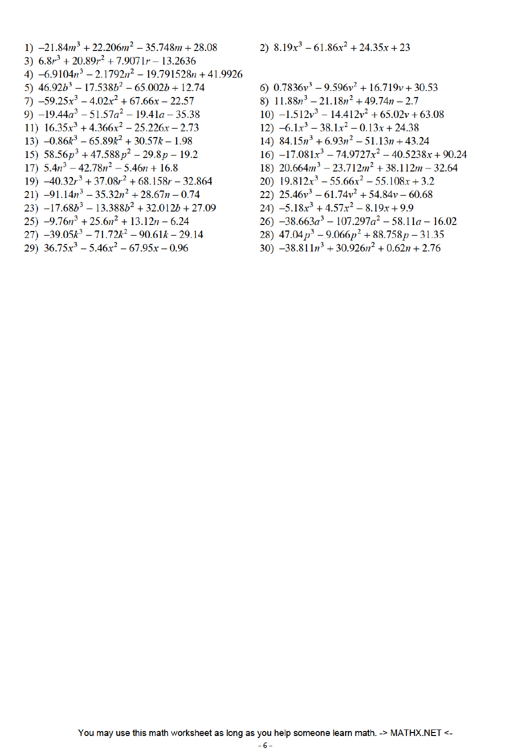1) $-21.84m^3 + 22.206m^2 - 35.748m + 28.08$

2) $8.19x^3 - 61.86x^2 + 24.35x + 23$

3) $6.8r^3 + 20.89r^2 + 7.9071r - 13.2636$

4) $-6.9104n^3 - 2.1792n^2 - 19.791528n + 41.9926$

5) $46.92b^3 - 17.538b^2 - 65.002b + 12.74$

6) $0.7836v^3 - 9.596v^2 + 16.719v + 30.53$

7) $-59.25x^3 - 4.02x^2 + 67.66x - 22.57$

8) $11.88n^3 - 21.18n^2 + 49.74n - 2.7$

9) $-19.44a^3 - 51.57a^2 - 19.41a - 35.38$

10) $-1.512v^3 - 14.412v^2 + 65.02v + 63.08$

11) $16.35x^3 + 4.366x^2 - 25.226x - 2.73$

12) $-6.1x^3 - 38.1x^2 - 0.13x + 24.38$

13) $-0.86k^3 - 65.89k^2 + 30.57k - 1.98$

14) $84.15n^3 + 6.93n^2 - 51.13n + 43.24$

15) $58.56p^3 + 47.588p^2 - 29.8p - 19.2$

16) $-17.081x^3 - 74.9727x^2 - 40.5238x + 90.24$

17) $5.4n^3 - 42.78n^2 - 5.46n + 16.8$

18) $20.664m^3 - 23.712m^2 + 38.112m - 32.64$

19) $-40.32r^3 + 37.08r^2 + 68.158r - 32.864$

20) $19.812x^3 - 55.66x^2 - 55.108x + 3.2$

21) $-91.14n^3 - 35.32n^2 + 28.67n - 0.74$

22) $25.46v^3 - 61.74v^2 + 54.84v - 60.68$

23) $-17.68b^3 - 13.388b^2 + 32.012b + 27.09$

24) $-5.18x^3 + 4.57x^2 - 8.19x + 9.9$

25) $-9.76n^3 + 25.6n^2 + 13.12n - 6.24$

26) $-38.663a^3 - 107.297a^2 - 58.11a - 16.02$

27) $-39.05k^3 - 71.72k^2 - 90.61k - 29.14$

28) $47.04p^3 - 9.066p^2 + 88.758p - 31.35$

29) $36.75x^3 - 5.46x^2 - 67.95x - 0.96$

30) $-38.811n^3 + 30.926n^2 + 0.62n + 2.76$

You may use this math worksheet as long as you help someone learn math. -> MATHX.NET <-